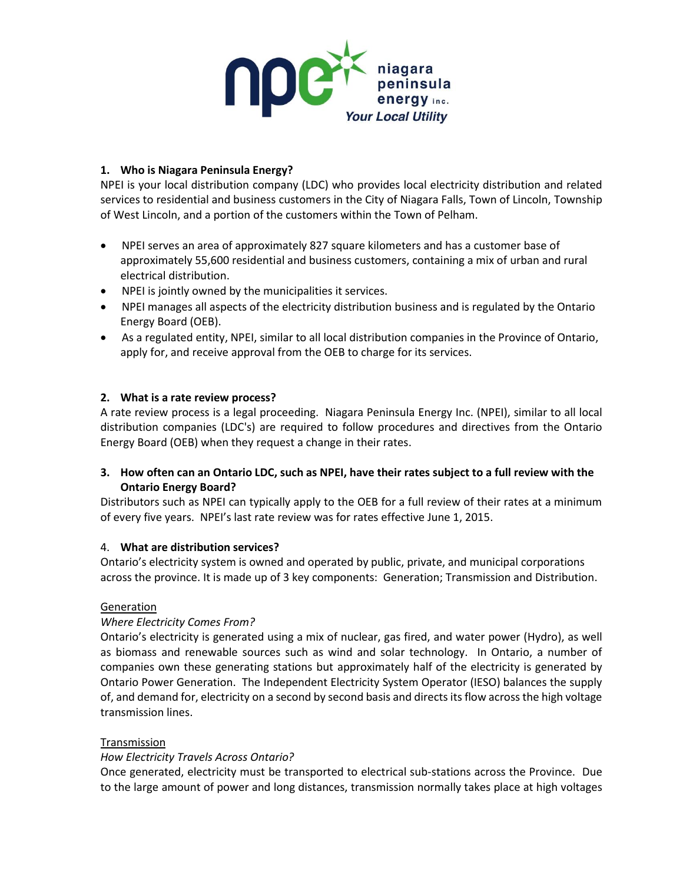niagara peninsula energy inc.
*Your Local Utility*

## 1. Who is Niagara Peninsula Energy?

NPEI is your local distribution company (LDC) who provides local electricity distribution and related services to residential and business customers in the City of Niagara Falls, Town of Lincoln, Township of West Lincoln, and a portion of the customers within the Town of Pelham.

- NPEI serves an area of approximately 827 square kilometers and has a customer base of approximately 55,600 residential and business customers, containing a mix of urban and rural electrical distribution.
- NPEI is jointly owned by the municipalities it services.
- NPEI manages all aspects of the electricity distribution business and is regulated by the Ontario Energy Board (OEB).
- As a regulated entity, NPEI, similar to all local distribution companies in the Province of Ontario, apply for, and receive approval from the OEB to charge for its services.

## 2. What is a rate review process?

A rate review process is a legal proceeding. Niagara Peninsula Energy Inc. (NPEI), similar to all local distribution companies (LDC's) are required to follow procedures and directives from the Ontario Energy Board (OEB) when they request a change in their rates.

## 3. How often can an Ontario LDC, such as NPEI, have their rates subject to a full review with the Ontario Energy Board?

Distributors such as NPEI can typically apply to the OEB for a full review of their rates at a minimum of every five years. NPEI's last rate review was for rates effective June 1, 2015.

## 4. What are distribution services?

Ontario's electricity system is owned and operated by public, private, and municipal corporations across the province. It is made up of 3 key components: Generation; Transmission and Distribution.

<u>Generation</u>

*Where Electricity Comes From?*

Ontario's electricity is generated using a mix of nuclear, gas fired, and water power (Hydro), as well as biomass and renewable sources such as wind and solar technology. In Ontario, a number of companies own these generating stations but approximately half of the electricity is generated by Ontario Power Generation. The Independent Electricity System Operator (IESO) balances the supply of, and demand for, electricity on a second by second basis and directs its flow across the high voltage transmission lines.

<u>Transmission</u>

*How Electricity Travels Across Ontario?*

Once generated, electricity must be transported to electrical sub-stations across the Province. Due to the large amount of power and long distances, transmission normally takes place at high voltages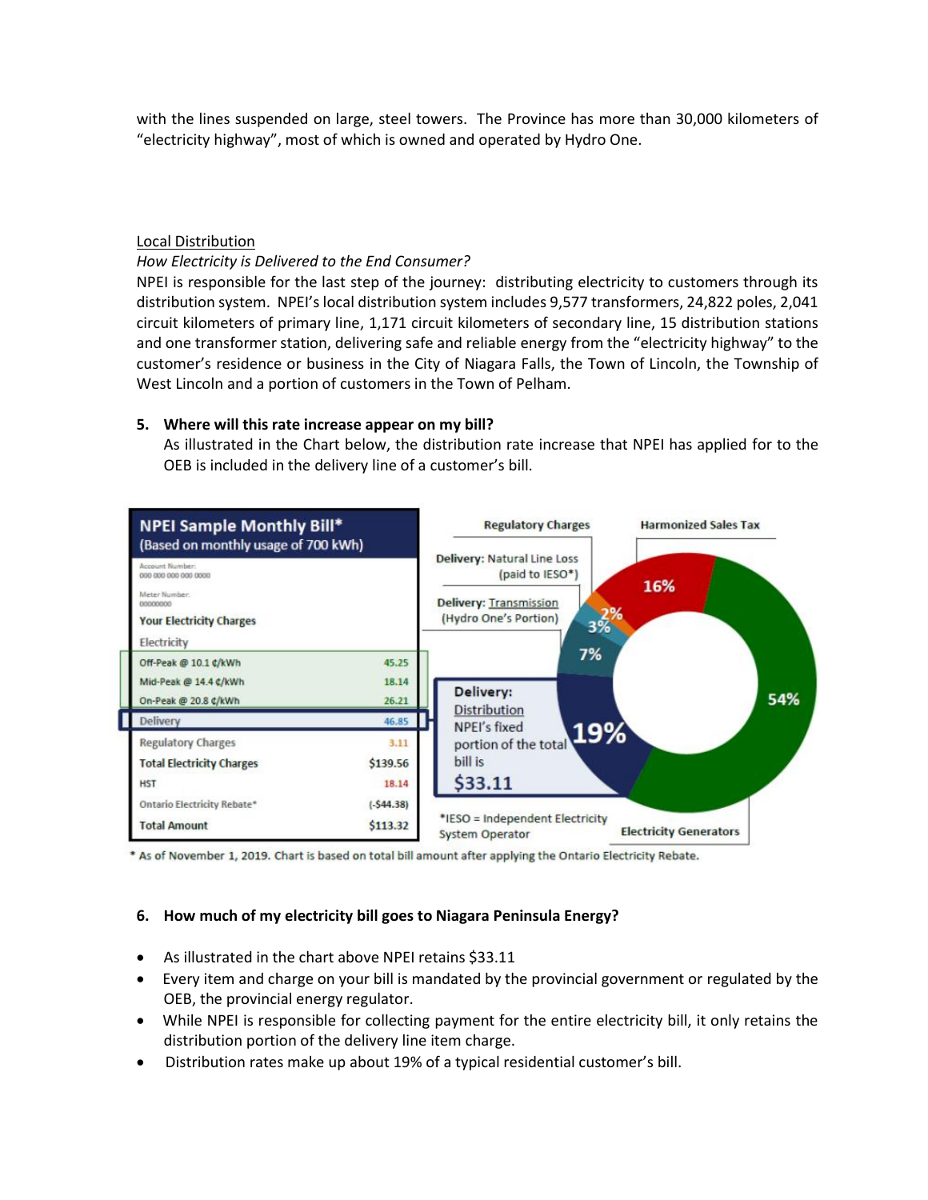with the lines suspended on large, steel towers. The Province has more than 30,000 kilometers of "electricity highway", most of which is owned and operated by Hydro One.

Local Distribution

*How Electricity is Delivered to the End Consumer?*

NPEI is responsible for the last step of the journey: distributing electricity to customers through its distribution system. NPEI's local distribution system includes 9,577 transformers, 24,822 poles, 2,041 circuit kilometers of primary line, 1,171 circuit kilometers of secondary line, 15 distribution stations and one transformer station, delivering safe and reliable energy from the "electricity highway" to the customer's residence or business in the City of Niagara Falls, the Town of Lincoln, the Township of West Lincoln and a portion of customers in the Town of Pelham.

**5. Where will this rate increase appear on my bill?**

As illustrated in the Chart below, the distribution rate increase that NPEI has applied for to the OEB is included in the delivery line of a customer's bill.

**NPEI Sample Monthly Bill***
(Based on monthly usage of 700 kWh)

Account Number: 000 000 000 000 0000
Meter Number: 00000000

| Your Electricity Charges | |
|---|---|
| Electricity | |
| Off-Peak @ 10.1 ¢/kWh | 45.25 |
| Mid-Peak @ 14.4 ¢/kWh | 18.14 |
| On-Peak @ 20.8 ¢/kWh | 26.21 |
| Delivery | 46.85 |
| Regulatory Charges | 3.11 |
| Total Electricity Charges | $139.56 |
| HST | 18.14 |
| Ontario Electricity Rebate* | (-$44.38) |
| Total Amount | $113.32 |

| Component | Share |
|---|---|
| Electricity Generators | 54% |
| Delivery: Distribution (NPEI's fixed portion of the total bill is $33.11) | 19% |
| Delivery: Transmission (Hydro One's Portion) | 7% |
| Delivery: Natural Line Loss (paid to IESO*) | 3% |
| Regulatory Charges | 2% |
| Harmonized Sales Tax | 16% |

*IESO = Independent Electricity System Operator

\* As of November 1, 2019. Chart is based on total bill amount after applying the Ontario Electricity Rebate.

**6. How much of my electricity bill goes to Niagara Peninsula Energy?**

- As illustrated in the chart above NPEI retains $33.11
- Every item and charge on your bill is mandated by the provincial government or regulated by the OEB, the provincial energy regulator.
- While NPEI is responsible for collecting payment for the entire electricity bill, it only retains the distribution portion of the delivery line item charge.
- Distribution rates make up about 19% of a typical residential customer's bill.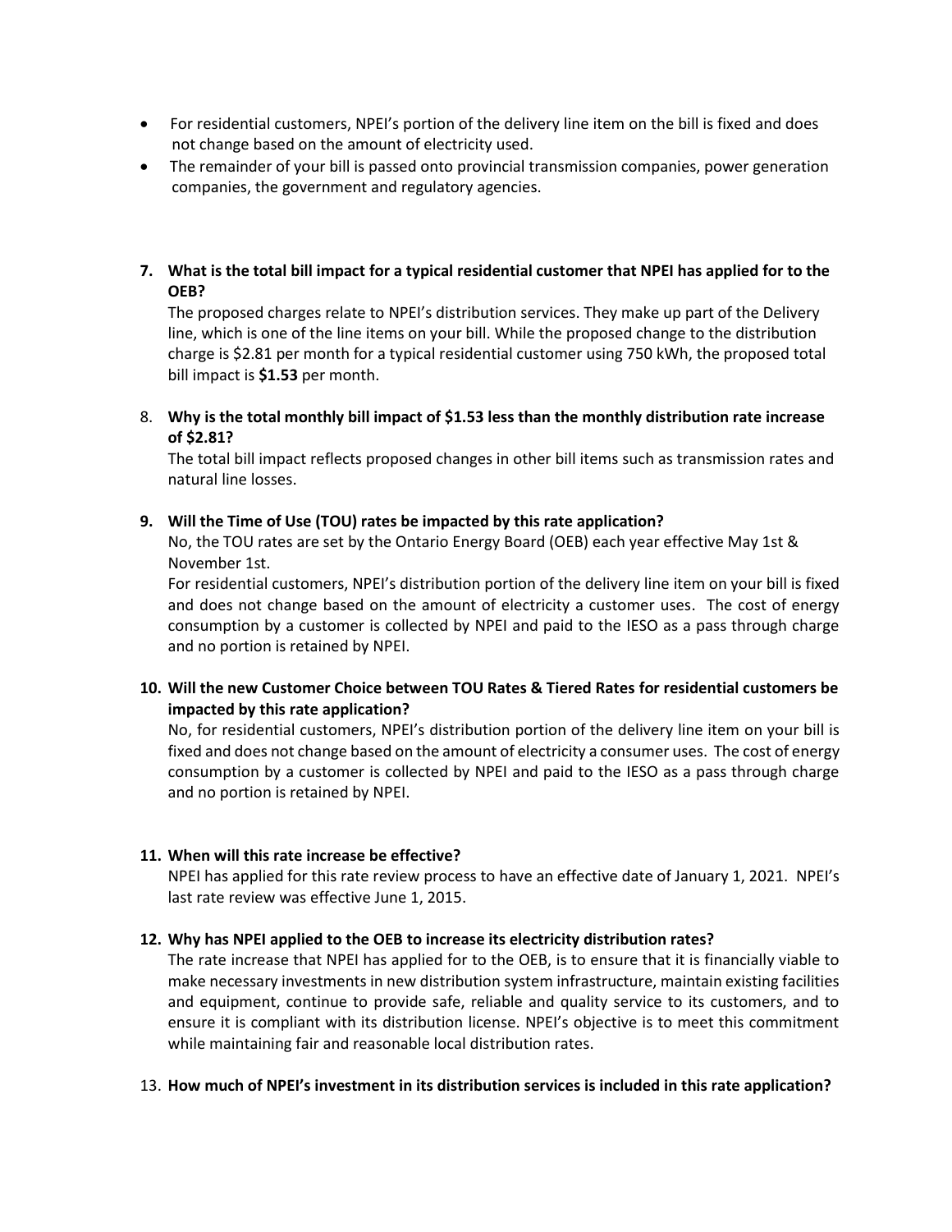- For residential customers, NPEI's portion of the delivery line item on the bill is fixed and does not change based on the amount of electricity used.
- The remainder of your bill is passed onto provincial transmission companies, power generation companies, the government and regulatory agencies.

**7. What is the total bill impact for a typical residential customer that NPEI has applied for to the OEB?**

The proposed charges relate to NPEI's distribution services. They make up part of the Delivery line, which is one of the line items on your bill. While the proposed change to the distribution charge is $2.81 per month for a typical residential customer using 750 kWh, the proposed total bill impact is **$1.53** per month.

8. **Why is the total monthly bill impact of $1.53 less than the monthly distribution rate increase of $2.81?**

The total bill impact reflects proposed changes in other bill items such as transmission rates and natural line losses.

**9. Will the Time of Use (TOU) rates be impacted by this rate application?**

No, the TOU rates are set by the Ontario Energy Board (OEB) each year effective May 1st & November 1st.

For residential customers, NPEI's distribution portion of the delivery line item on your bill is fixed and does not change based on the amount of electricity a customer uses. The cost of energy consumption by a customer is collected by NPEI and paid to the IESO as a pass through charge and no portion is retained by NPEI.

**10. Will the new Customer Choice between TOU Rates & Tiered Rates for residential customers be impacted by this rate application?**

No, for residential customers, NPEI's distribution portion of the delivery line item on your bill is fixed and does not change based on the amount of electricity a consumer uses. The cost of energy consumption by a customer is collected by NPEI and paid to the IESO as a pass through charge and no portion is retained by NPEI.

**11. When will this rate increase be effective?**

NPEI has applied for this rate review process to have an effective date of January 1, 2021. NPEI's last rate review was effective June 1, 2015.

**12. Why has NPEI applied to the OEB to increase its electricity distribution rates?**

The rate increase that NPEI has applied for to the OEB, is to ensure that it is financially viable to make necessary investments in new distribution system infrastructure, maintain existing facilities and equipment, continue to provide safe, reliable and quality service to its customers, and to ensure it is compliant with its distribution license. NPEI's objective is to meet this commitment while maintaining fair and reasonable local distribution rates.

13. **How much of NPEI's investment in its distribution services is included in this rate application?**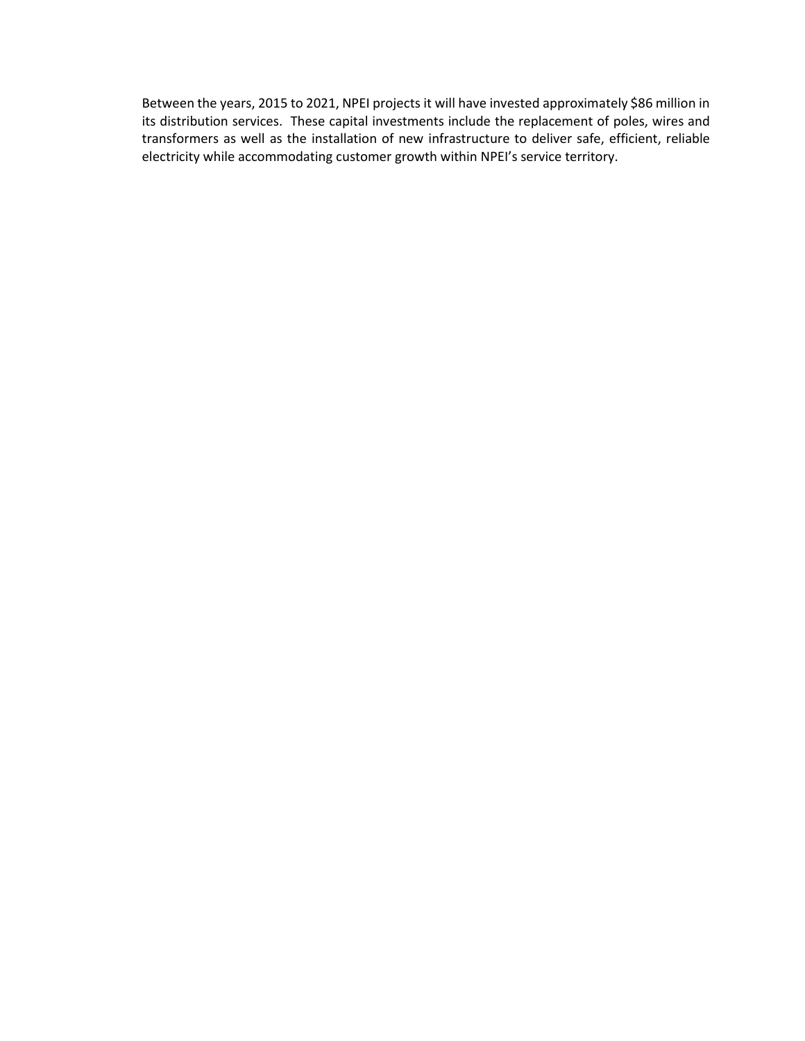Between the years, 2015 to 2021, NPEI projects it will have invested approximately $86 million in its distribution services. These capital investments include the replacement of poles, wires and transformers as well as the installation of new infrastructure to deliver safe, efficient, reliable electricity while accommodating customer growth within NPEI's service territory.